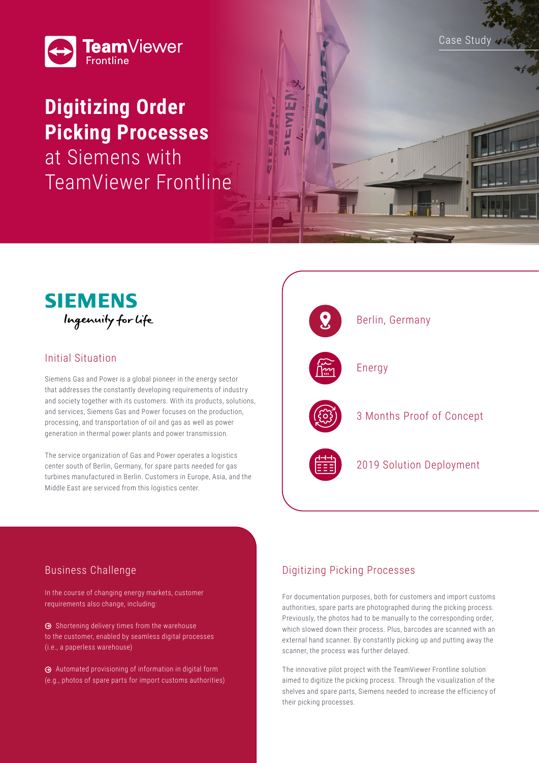Case Study

# **Digitizing Order Picking Processes** at Siemens with TeamViewer Frontline

SIEMENS
Ingenuity for life

## Initial Situation

Siemens Gas and Power is a global pioneer in the energy sector that addresses the constantly developing requirements of industry and society together with its customers. With its products, solutions, and services, Siemens Gas and Power focuses on the production, processing, and transportation of oil and gas as well as power generation in thermal power plants and power transmission.

The service organization of Gas and Power operates a logistics center south of Berlin, Germany, for spare parts needed for gas turbines manufactured in Berlin. Customers in Europe, Asia, and the Middle East are serviced from this logistics center.

- Berlin, Germany
- Energy
- 3 Months Proof of Concept
- 2019 Solution Deployment

## Business Challenge

In the course of changing energy markets, customer requirements also change, including:

- Shortening delivery times from the warehouse to the customer, enabled by seamless digital processes (i.e., a paperless warehouse)
- Automated provisioning of information in digital form (e.g., photos of spare parts for import customs authorities)

## Digitizing Picking Processes

For documentation purposes, both for customers and import customs authorities, spare parts are photographed during the picking process. Previously, the photos had to be manually to the corresponding order, which slowed down their process. Plus, barcodes are scanned with an external hand scanner. By constantly picking up and putting away the scanner, the process was further delayed.

The innovative pilot project with the TeamViewer Frontline solution aimed to digitize the picking process. Through the visualization of the shelves and spare parts, Siemens needed to increase the efficiency of their picking processes.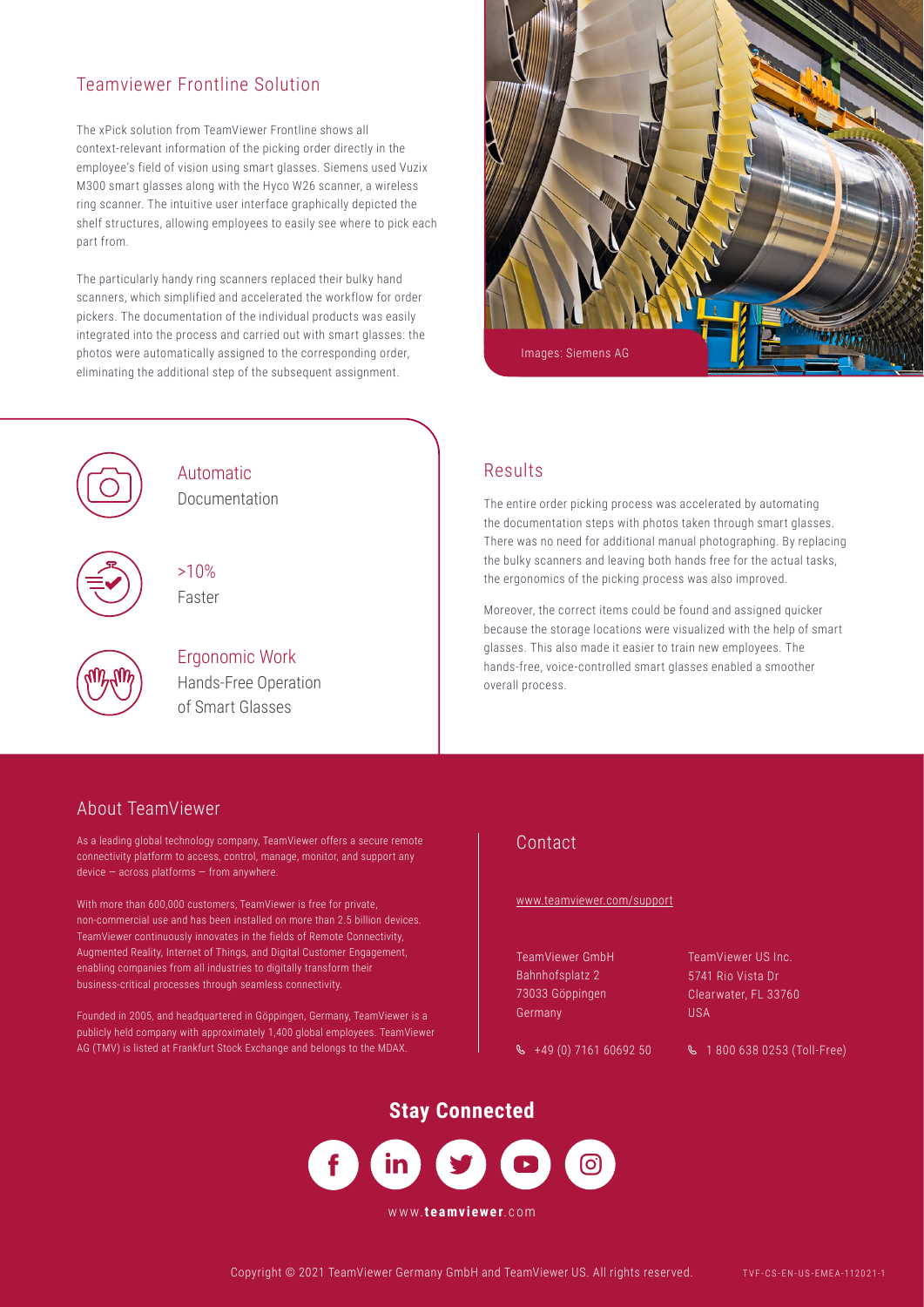## Teamviewer Frontline Solution

The xPick solution from TeamViewer Frontline shows all context-relevant information of the picking order directly in the employee's field of vision using smart glasses. Siemens used Vuzix M300 smart glasses along with the Hyco W26 scanner, a wireless ring scanner. The intuitive user interface graphically depicted the shelf structures, allowing employees to easily see where to pick each part from.

The particularly handy ring scanners replaced their bulky hand scanners, which simplified and accelerated the workflow for order pickers. The documentation of the individual products was easily integrated into the process and carried out with smart glasses: the photos were automatically assigned to the corresponding order, eliminating the additional step of the subsequent assignment.

Images: Siemens AG

**Automatic**
Documentation

**>10%**
Faster

**Ergonomic Work**
Hands-Free Operation of Smart Glasses

## Results

The entire order picking process was accelerated by automating the documentation steps with photos taken through smart glasses. There was no need for additional manual photographing. By replacing the bulky scanners and leaving both hands free for the actual tasks, the ergonomics of the picking process was also improved.

Moreover, the correct items could be found and assigned quicker because the storage locations were visualized with the help of smart glasses. This also made it easier to train new employees. The hands-free, voice-controlled smart glasses enabled a smoother overall process.

## About TeamViewer

As a leading global technology company, TeamViewer offers a secure remote connectivity platform to access, control, manage, monitor, and support any device — across platforms — from anywhere.

With more than 600,000 customers, TeamViewer is free for private, non-commercial use and has been installed on more than 2.5 billion devices. TeamViewer continuously innovates in the fields of Remote Connectivity, Augmented Reality, Internet of Things, and Digital Customer Engagement, enabling companies from all industries to digitally transform their business-critical processes through seamless connectivity.

Founded in 2005, and headquartered in Göppingen, Germany, TeamViewer is a publicly held company with approximately 1,400 global employees. TeamViewer AG (TMV) is listed at Frankfurt Stock Exchange and belongs to the MDAX.

## Contact

www.teamviewer.com/support

TeamViewer GmbH
Bahnhofsplatz 2
73033 Göppingen
Germany

+49 (0) 7161 60692 50

TeamViewer US Inc.
5741 Rio Vista Dr
Clearwater, FL 33760
USA

1 800 638 0253 (Toll-Free)

**Stay Connected**

www.**teamviewer**.com

Copyright © 2021 TeamViewer Germany GmbH and TeamViewer US. All rights reserved.

TVF-CS-EN-US-EMEA-112021-1